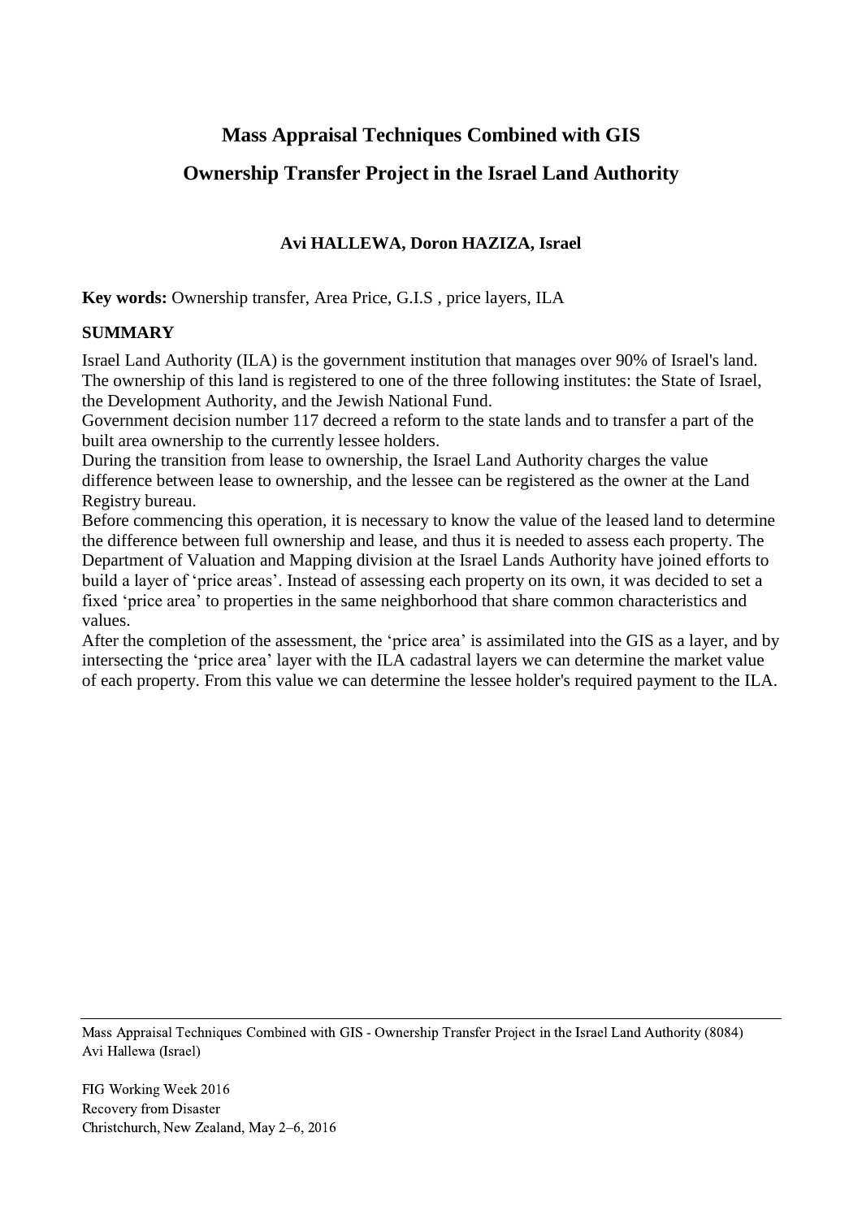# Mass Appraisal Techniques Combined with GIS

# Ownership Transfer Project in the Israel Land Authority

**Avi HALLEWA, Doron HAZIZA, Israel**

**Key words:** Ownership transfer, Area Price, G.I.S , price layers, ILA

## SUMMARY

Israel Land Authority (ILA) is the government institution that manages over 90% of Israel's land. The ownership of this land is registered to one of the three following institutes: the State of Israel, the Development Authority, and the Jewish National Fund.

Government decision number 117 decreed a reform to the state lands and to transfer a part of the built area ownership to the currently lessee holders.

During the transition from lease to ownership, the Israel Land Authority charges the value difference between lease to ownership, and the lessee can be registered as the owner at the Land Registry bureau.

Before commencing this operation, it is necessary to know the value of the leased land to determine the difference between full ownership and lease, and thus it is needed to assess each property. The Department of Valuation and Mapping division at the Israel Lands Authority have joined efforts to build a layer of 'price areas'. Instead of assessing each property on its own, it was decided to set a fixed 'price area' to properties in the same neighborhood that share common characteristics and values.

After the completion of the assessment, the 'price area' is assimilated into the GIS as a layer, and by intersecting the 'price area' layer with the ILA cadastral layers we can determine the market value of each property. From this value we can determine the lessee holder's required payment to the ILA.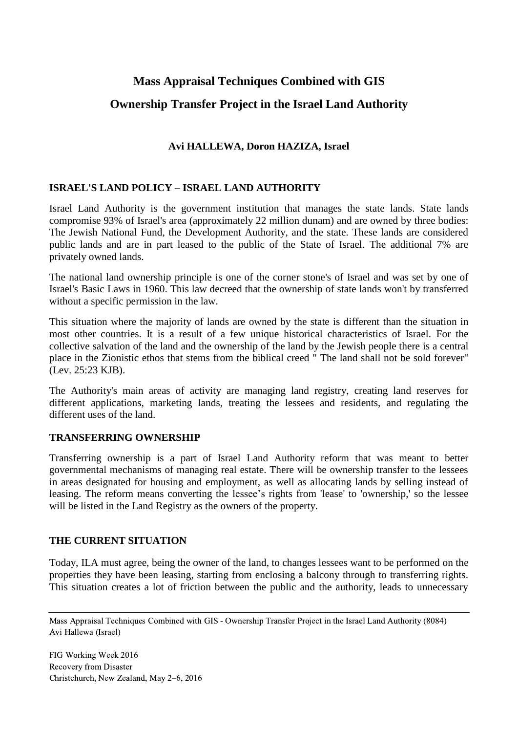# Mass Appraisal Techniques Combined with GIS
# Ownership Transfer Project in the Israel Land Authority

**Avi HALLEWA, Doron HAZIZA, Israel**

## ISRAEL'S LAND POLICY – ISRAEL LAND AUTHORITY

Israel Land Authority is the government institution that manages the state lands. State lands compromise 93% of Israel's area (approximately 22 million dunam) and are owned by three bodies: The Jewish National Fund, the Development Authority, and the state. These lands are considered public lands and are in part leased to the public of the State of Israel. The additional 7% are privately owned lands.

The national land ownership principle is one of the corner stone's of Israel and was set by one of Israel's Basic Laws in 1960. This law decreed that the ownership of state lands won't by transferred without a specific permission in the law.

This situation where the majority of lands are owned by the state is different than the situation in most other countries. It is a result of a few unique historical characteristics of Israel. For the collective salvation of the land and the ownership of the land by the Jewish people there is a central place in the Zionistic ethos that stems from the biblical creed " The land shall not be sold forever" (Lev. 25:23 KJB).

The Authority's main areas of activity are managing land registry, creating land reserves for different applications, marketing lands, treating the lessees and residents, and regulating the different uses of the land.

## TRANSFERRING OWNERSHIP

Transferring ownership is a part of Israel Land Authority reform that was meant to better governmental mechanisms of managing real estate. There will be ownership transfer to the lessees in areas designated for housing and employment, as well as allocating lands by selling instead of leasing. The reform means converting the lessee's rights from 'lease' to 'ownership,' so the lessee will be listed in the Land Registry as the owners of the property.

## THE CURRENT SITUATION

Today, ILA must agree, being the owner of the land, to changes lessees want to be performed on the properties they have been leasing, starting from enclosing a balcony through to transferring rights. This situation creates a lot of friction between the public and the authority, leads to unnecessary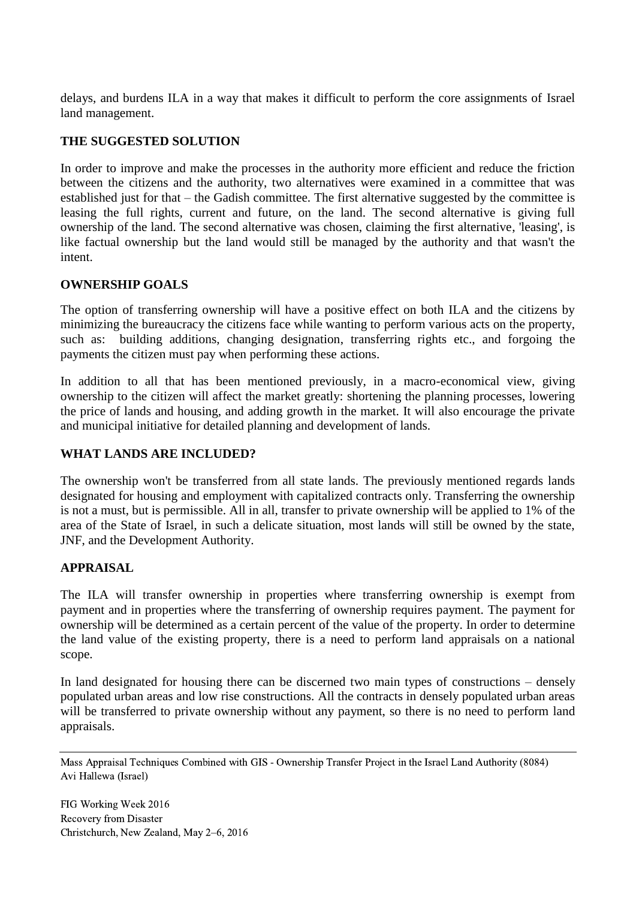delays, and burdens ILA in a way that makes it difficult to perform the core assignments of Israel land management.

## THE SUGGESTED SOLUTION

In order to improve and make the processes in the authority more efficient and reduce the friction between the citizens and the authority, two alternatives were examined in a committee that was established just for that – the Gadish committee. The first alternative suggested by the committee is leasing the full rights, current and future, on the land. The second alternative is giving full ownership of the land. The second alternative was chosen, claiming the first alternative, 'leasing', is like factual ownership but the land would still be managed by the authority and that wasn't the intent.

## OWNERSHIP GOALS

The option of transferring ownership will have a positive effect on both ILA and the citizens by minimizing the bureaucracy the citizens face while wanting to perform various acts on the property, such as: building additions, changing designation, transferring rights etc., and forgoing the payments the citizen must pay when performing these actions.

In addition to all that has been mentioned previously, in a macro-economical view, giving ownership to the citizen will affect the market greatly: shortening the planning processes, lowering the price of lands and housing, and adding growth in the market. It will also encourage the private and municipal initiative for detailed planning and development of lands.

## WHAT LANDS ARE INCLUDED?

The ownership won't be transferred from all state lands. The previously mentioned regards lands designated for housing and employment with capitalized contracts only. Transferring the ownership is not a must, but is permissible. All in all, transfer to private ownership will be applied to 1% of the area of the State of Israel, in such a delicate situation, most lands will still be owned by the state, JNF, and the Development Authority.

## APPRAISAL

The ILA will transfer ownership in properties where transferring ownership is exempt from payment and in properties where the transferring of ownership requires payment. The payment for ownership will be determined as a certain percent of the value of the property. In order to determine the land value of the existing property, there is a need to perform land appraisals on a national scope.

In land designated for housing there can be discerned two main types of constructions – densely populated urban areas and low rise constructions. All the contracts in densely populated urban areas will be transferred to private ownership without any payment, so there is no need to perform land appraisals.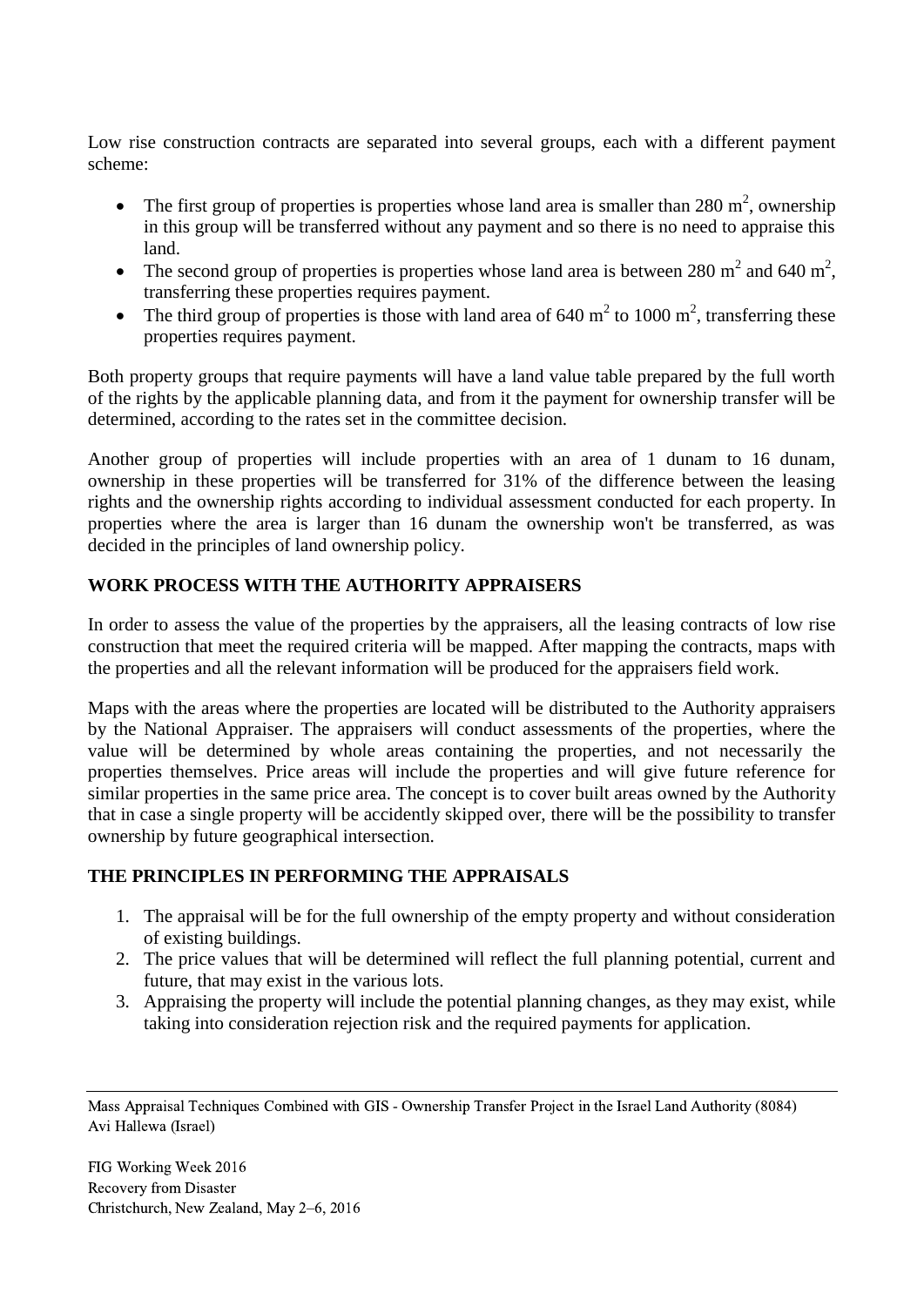Low rise construction contracts are separated into several groups, each with a different payment scheme:

- The first group of properties is properties whose land area is smaller than 280 $m^2$, ownership in this group will be transferred without any payment and so there is no need to appraise this land.
- The second group of properties is properties whose land area is between 280 $m^2$ and 640 $m^2$, transferring these properties requires payment.
- The third group of properties is those with land area of 640 $m^2$ to 1000 $m^2$, transferring these properties requires payment.

Both property groups that require payments will have a land value table prepared by the full worth of the rights by the applicable planning data, and from it the payment for ownership transfer will be determined, according to the rates set in the committee decision.

Another group of properties will include properties with an area of 1 dunam to 16 dunam, ownership in these properties will be transferred for 31% of the difference between the leasing rights and the ownership rights according to individual assessment conducted for each property. In properties where the area is larger than 16 dunam the ownership won't be transferred, as was decided in the principles of land ownership policy.

## WORK PROCESS WITH THE AUTHORITY APPRAISERS

In order to assess the value of the properties by the appraisers, all the leasing contracts of low rise construction that meet the required criteria will be mapped. After mapping the contracts, maps with the properties and all the relevant information will be produced for the appraisers field work.

Maps with the areas where the properties are located will be distributed to the Authority appraisers by the National Appraiser. The appraisers will conduct assessments of the properties, where the value will be determined by whole areas containing the properties, and not necessarily the properties themselves. Price areas will include the properties and will give future reference for similar properties in the same price area. The concept is to cover built areas owned by the Authority that in case a single property will be accidently skipped over, there will be the possibility to transfer ownership by future geographical intersection.

## THE PRINCIPLES IN PERFORMING THE APPRAISALS

1. The appraisal will be for the full ownership of the empty property and without consideration of existing buildings.
2. The price values that will be determined will reflect the full planning potential, current and future, that may exist in the various lots.
3. Appraising the property will include the potential planning changes, as they may exist, while taking into consideration rejection risk and the required payments for application.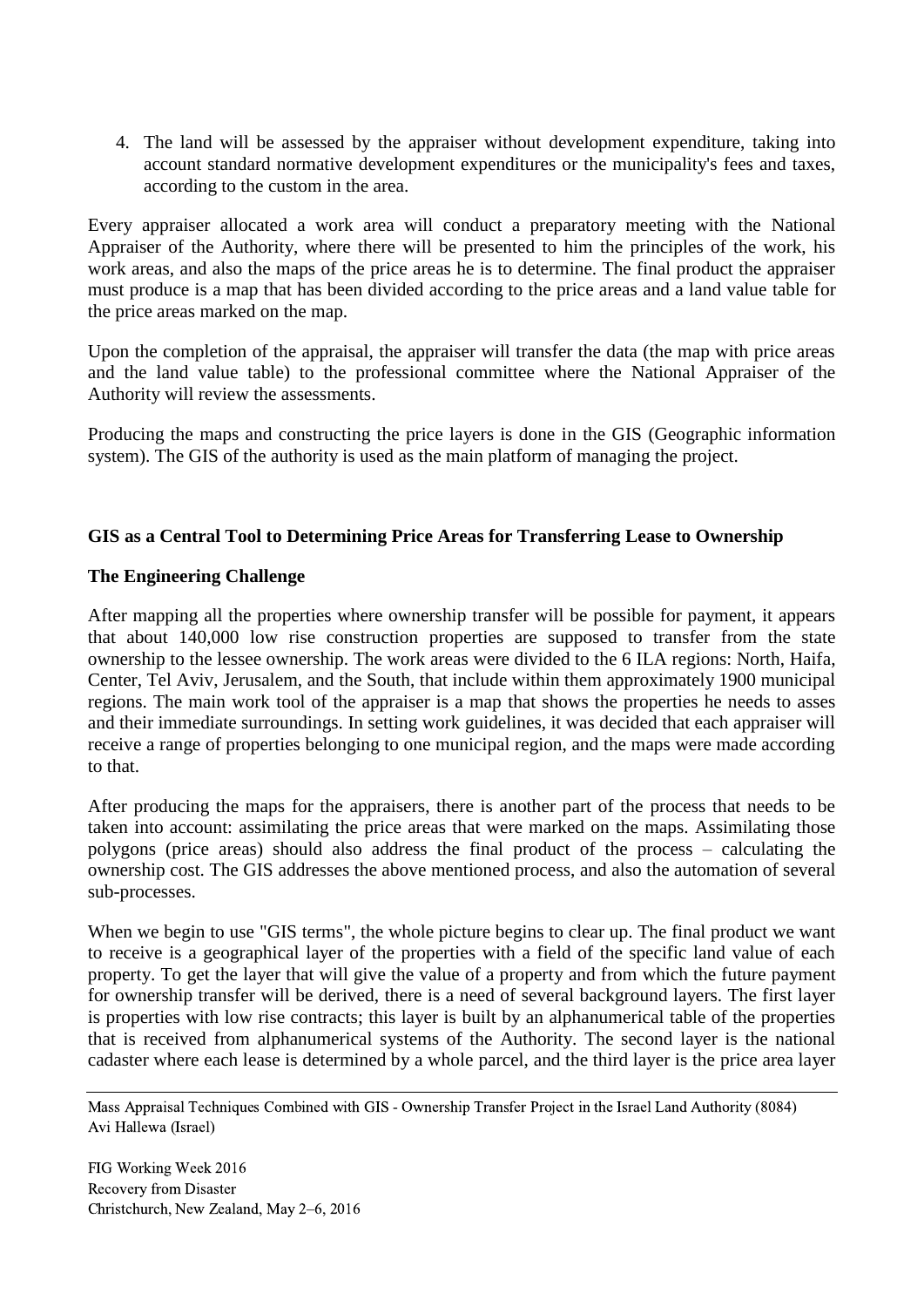4. The land will be assessed by the appraiser without development expenditure, taking into account standard normative development expenditures or the municipality's fees and taxes, according to the custom in the area.

Every appraiser allocated a work area will conduct a preparatory meeting with the National Appraiser of the Authority, where there will be presented to him the principles of the work, his work areas, and also the maps of the price areas he is to determine. The final product the appraiser must produce is a map that has been divided according to the price areas and a land value table for the price areas marked on the map.

Upon the completion of the appraisal, the appraiser will transfer the data (the map with price areas and the land value table) to the professional committee where the National Appraiser of the Authority will review the assessments.

Producing the maps and constructing the price layers is done in the GIS (Geographic information system). The GIS of the authority is used as the main platform of managing the project.

**GIS as a Central Tool to Determining Price Areas for Transferring Lease to Ownership**

**The Engineering Challenge**

After mapping all the properties where ownership transfer will be possible for payment, it appears that about 140,000 low rise construction properties are supposed to transfer from the state ownership to the lessee ownership. The work areas were divided to the 6 ILA regions: North, Haifa, Center, Tel Aviv, Jerusalem, and the South, that include within them approximately 1900 municipal regions. The main work tool of the appraiser is a map that shows the properties he needs to asses and their immediate surroundings. In setting work guidelines, it was decided that each appraiser will receive a range of properties belonging to one municipal region, and the maps were made according to that.

After producing the maps for the appraisers, there is another part of the process that needs to be taken into account: assimilating the price areas that were marked on the maps. Assimilating those polygons (price areas) should also address the final product of the process – calculating the ownership cost. The GIS addresses the above mentioned process, and also the automation of several sub-processes.

When we begin to use "GIS terms", the whole picture begins to clear up. The final product we want to receive is a geographical layer of the properties with a field of the specific land value of each property. To get the layer that will give the value of a property and from which the future payment for ownership transfer will be derived, there is a need of several background layers. The first layer is properties with low rise contracts; this layer is built by an alphanumerical table of the properties that is received from alphanumerical systems of the Authority. The second layer is the national cadaster where each lease is determined by a whole parcel, and the third layer is the price area layer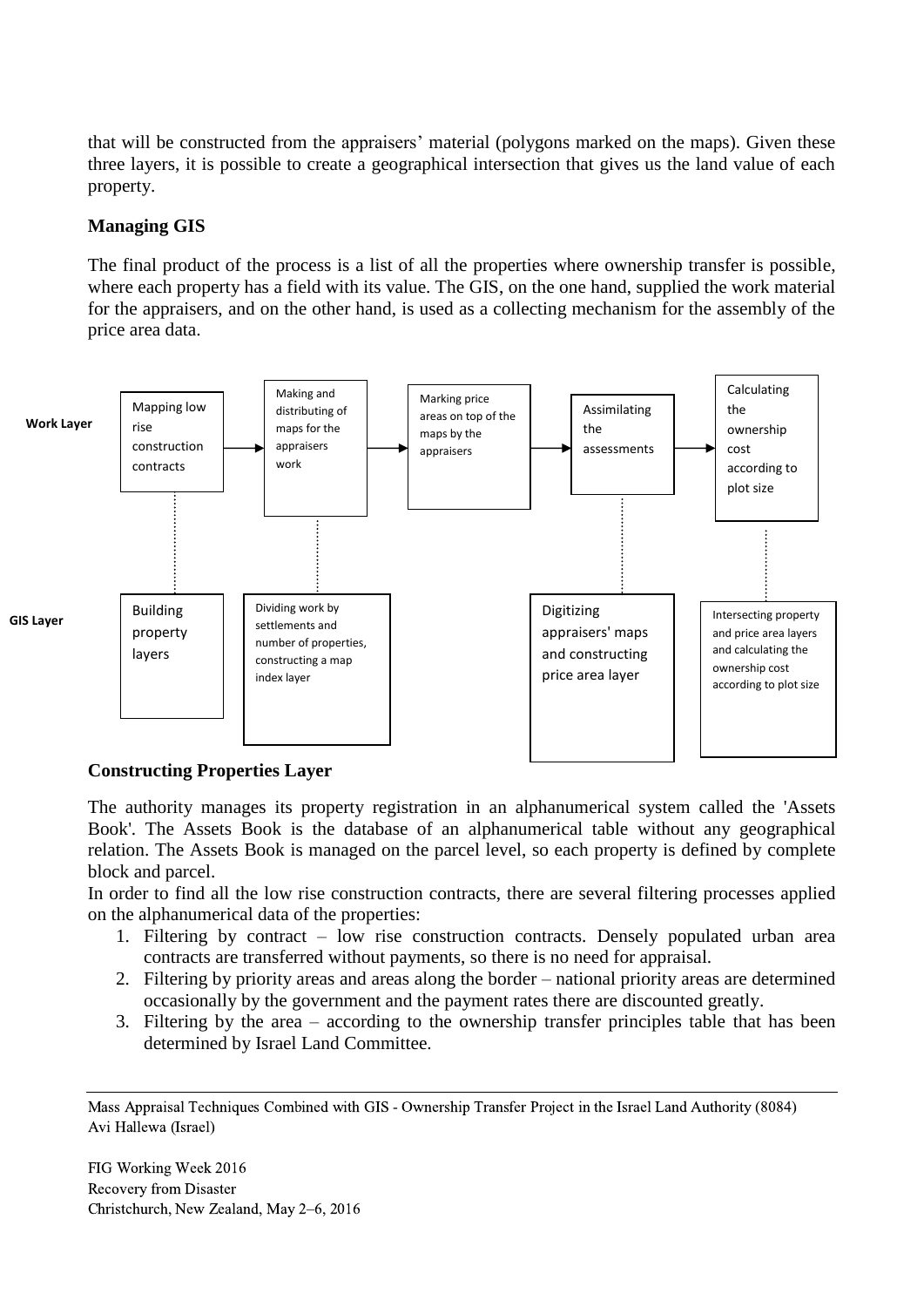that will be constructed from the appraisers' material (polygons marked on the maps). Given these three layers, it is possible to create a geographical intersection that gives us the land value of each property.

**Managing GIS**

The final product of the process is a list of all the properties where ownership transfer is possible, where each property has a field with its value. The GIS, on the one hand, supplied the work material for the appraisers, and on the other hand, is used as a collecting mechanism for the assembly of the price area data.

| | | | | | |
|---|---|---|---|---|---|
| **Work Layer** | Mapping low rise construction contracts → | Making and distributing of maps for the appraisers work → | Marking price areas on top of the maps by the appraisers → | Assimilating the assessments → | Calculating the ownership cost according to plot size |
| **GIS Layer** | Building property layers | Dividing work by settlements and number of properties, constructing a map index layer | | Digitizing appraisers' maps and constructing price area layer | Intersecting property and price area layers and calculating the ownership cost according to plot size |

**Constructing Properties Layer**

The authority manages its property registration in an alphanumerical system called the 'Assets Book'. The Assets Book is the database of an alphanumerical table without any geographical relation. The Assets Book is managed on the parcel level, so each property is defined by complete block and parcel.

In order to find all the low rise construction contracts, there are several filtering processes applied on the alphanumerical data of the properties:

1. Filtering by contract – low rise construction contracts. Densely populated urban area contracts are transferred without payments, so there is no need for appraisal.
2. Filtering by priority areas and areas along the border – national priority areas are determined occasionally by the government and the payment rates there are discounted greatly.
3. Filtering by the area – according to the ownership transfer principles table that has been determined by Israel Land Committee.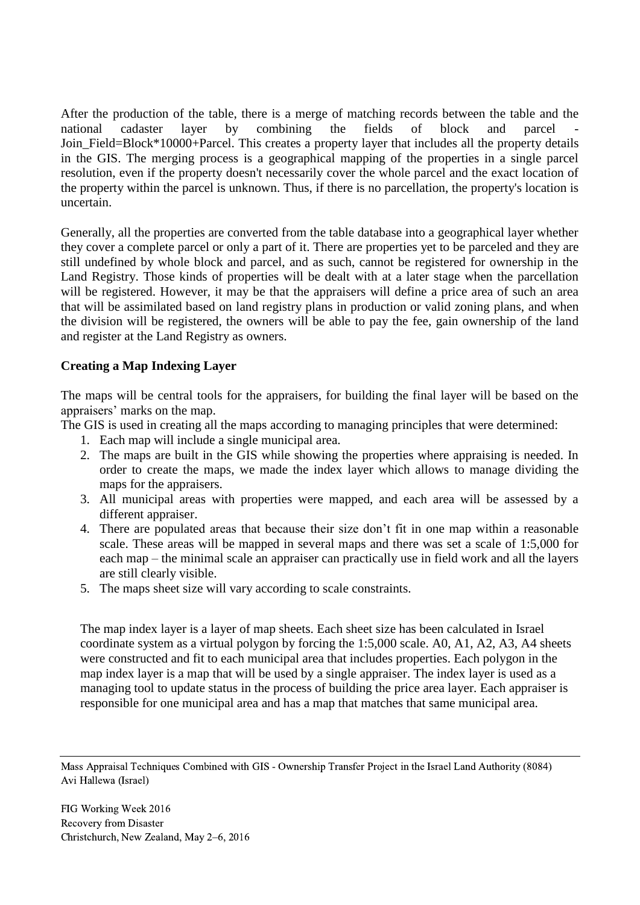After the production of the table, there is a merge of matching records between the table and the national cadaster layer by combining the fields of block and parcel - Join_Field=Block*10000+Parcel. This creates a property layer that includes all the property details in the GIS. The merging process is a geographical mapping of the properties in a single parcel resolution, even if the property doesn't necessarily cover the whole parcel and the exact location of the property within the parcel is unknown. Thus, if there is no parcellation, the property's location is uncertain.

Generally, all the properties are converted from the table database into a geographical layer whether they cover a complete parcel or only a part of it. There are properties yet to be parceled and they are still undefined by whole block and parcel, and as such, cannot be registered for ownership in the Land Registry. Those kinds of properties will be dealt with at a later stage when the parcellation will be registered. However, it may be that the appraisers will define a price area of such an area that will be assimilated based on land registry plans in production or valid zoning plans, and when the division will be registered, the owners will be able to pay the fee, gain ownership of the land and register at the Land Registry as owners.

**Creating a Map Indexing Layer**

The maps will be central tools for the appraisers, for building the final layer will be based on the appraisers' marks on the map.

The GIS is used in creating all the maps according to managing principles that were determined:

1. Each map will include a single municipal area.
2. The maps are built in the GIS while showing the properties where appraising is needed. In order to create the maps, we made the index layer which allows to manage dividing the maps for the appraisers.
3. All municipal areas with properties were mapped, and each area will be assessed by a different appraiser.
4. There are populated areas that because their size don't fit in one map within a reasonable scale. These areas will be mapped in several maps and there was set a scale of 1:5,000 for each map – the minimal scale an appraiser can practically use in field work and all the layers are still clearly visible.
5. The maps sheet size will vary according to scale constraints.

The map index layer is a layer of map sheets. Each sheet size has been calculated in Israel coordinate system as a virtual polygon by forcing the 1:5,000 scale. A0, A1, A2, A3, A4 sheets were constructed and fit to each municipal area that includes properties. Each polygon in the map index layer is a map that will be used by a single appraiser. The index layer is used as a managing tool to update status in the process of building the price area layer. Each appraiser is responsible for one municipal area and has a map that matches that same municipal area.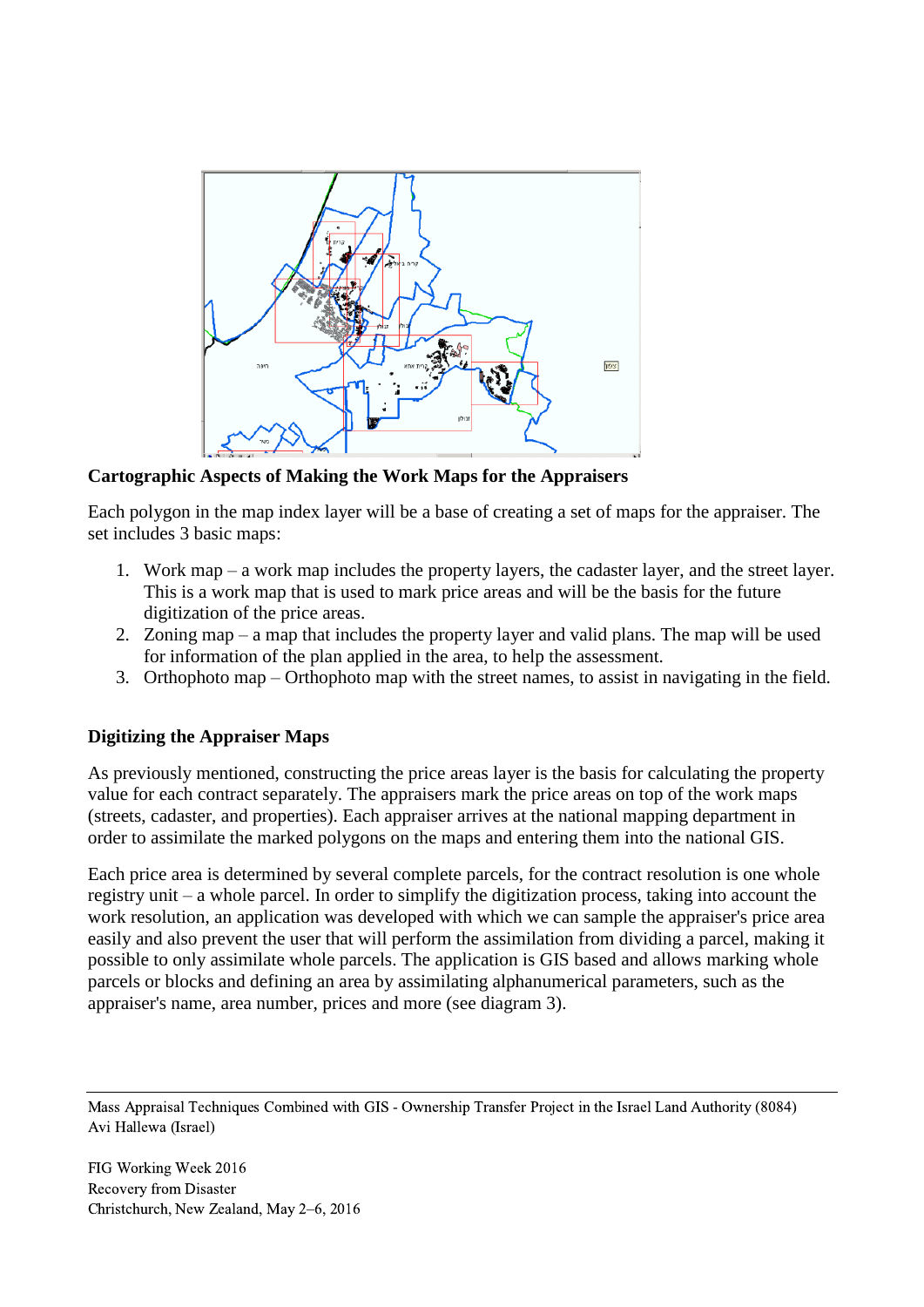**Cartographic Aspects of Making the Work Maps for the Appraisers**

Each polygon in the map index layer will be a base of creating a set of maps for the appraiser. The set includes 3 basic maps:

1. Work map – a work map includes the property layers, the cadaster layer, and the street layer. This is a work map that is used to mark price areas and will be the basis for the future digitization of the price areas.
2. Zoning map – a map that includes the property layer and valid plans. The map will be used for information of the plan applied in the area, to help the assessment.
3. Orthophoto map – Orthophoto map with the street names, to assist in navigating in the field.

**Digitizing the Appraiser Maps**

As previously mentioned, constructing the price areas layer is the basis for calculating the property value for each contract separately. The appraisers mark the price areas on top of the work maps (streets, cadaster, and properties). Each appraiser arrives at the national mapping department in order to assimilate the marked polygons on the maps and entering them into the national GIS.

Each price area is determined by several complete parcels, for the contract resolution is one whole registry unit – a whole parcel. In order to simplify the digitization process, taking into account the work resolution, an application was developed with which we can sample the appraiser's price area easily and also prevent the user that will perform the assimilation from dividing a parcel, making it possible to only assimilate whole parcels. The application is GIS based and allows marking whole parcels or blocks and defining an area by assimilating alphanumerical parameters, such as the appraiser's name, area number, prices and more (see diagram 3).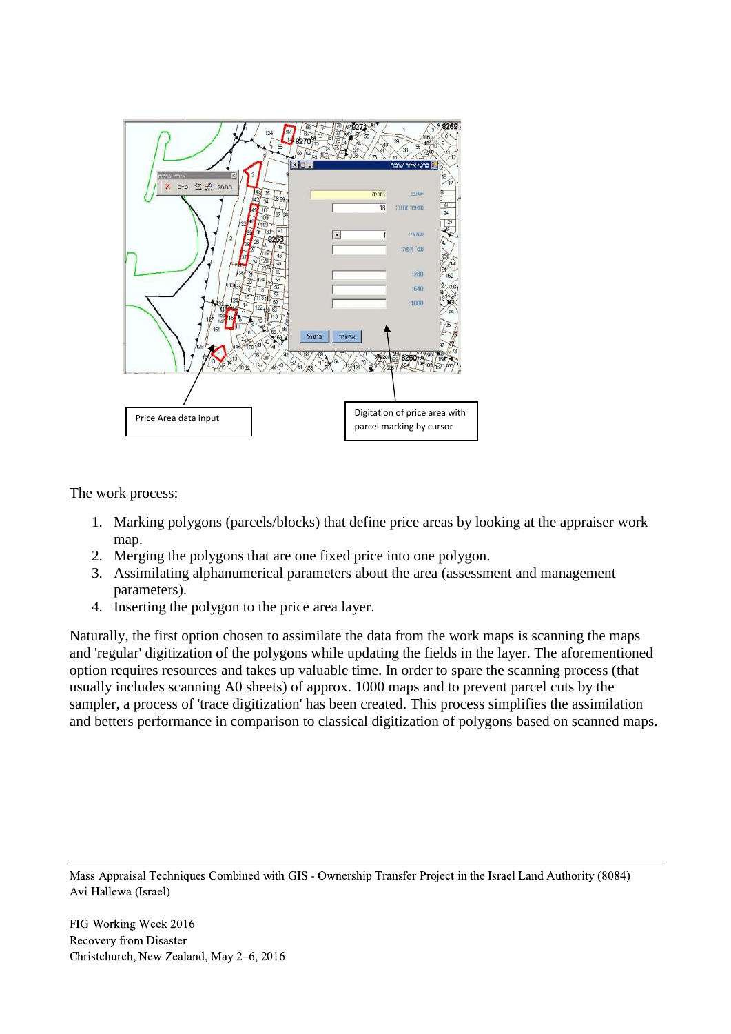Price Area data input

Digitation of price area with parcel marking by cursor

The work process:

1. Marking polygons (parcels/blocks) that define price areas by looking at the appraiser work map.
2. Merging the polygons that are one fixed price into one polygon.
3. Assimilating alphanumerical parameters about the area (assessment and management parameters).
4. Inserting the polygon to the price area layer.

Naturally, the first option chosen to assimilate the data from the work maps is scanning the maps and 'regular' digitization of the polygons while updating the fields in the layer. The aforementioned option requires resources and takes up valuable time. In order to spare the scanning process (that usually includes scanning A0 sheets) of approx. 1000 maps and to prevent parcel cuts by the sampler, a process of 'trace digitization' has been created. This process simplifies the assimilation and betters performance in comparison to classical digitization of polygons based on scanned maps.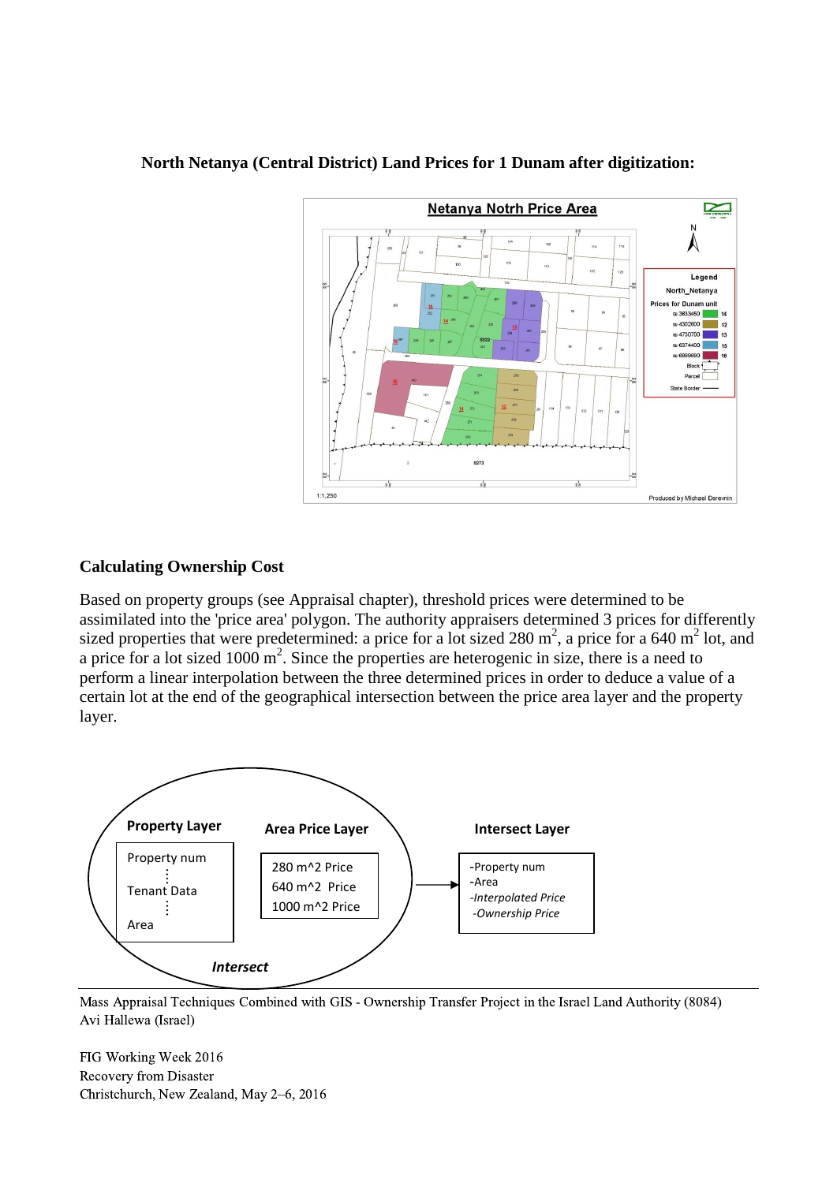**North Netanya (Central District) Land Prices for 1 Dunam after digitization:**

## Calculating Ownership Cost

Based on property groups (see Appraisal chapter), threshold prices were determined to be assimilated into the 'price area' polygon. The authority appraisers determined 3 prices for differently sized properties that were predetermined: a price for a lot sized 280 $m^2$, a price for a 640 $m^2$ lot, and a price for a lot sized 1000 $m^2$. Since the properties are heterogenic in size, there is a need to perform a linear interpolation between the three determined prices in order to deduce a value of a certain lot at the end of the geographical intersection between the price area layer and the property layer.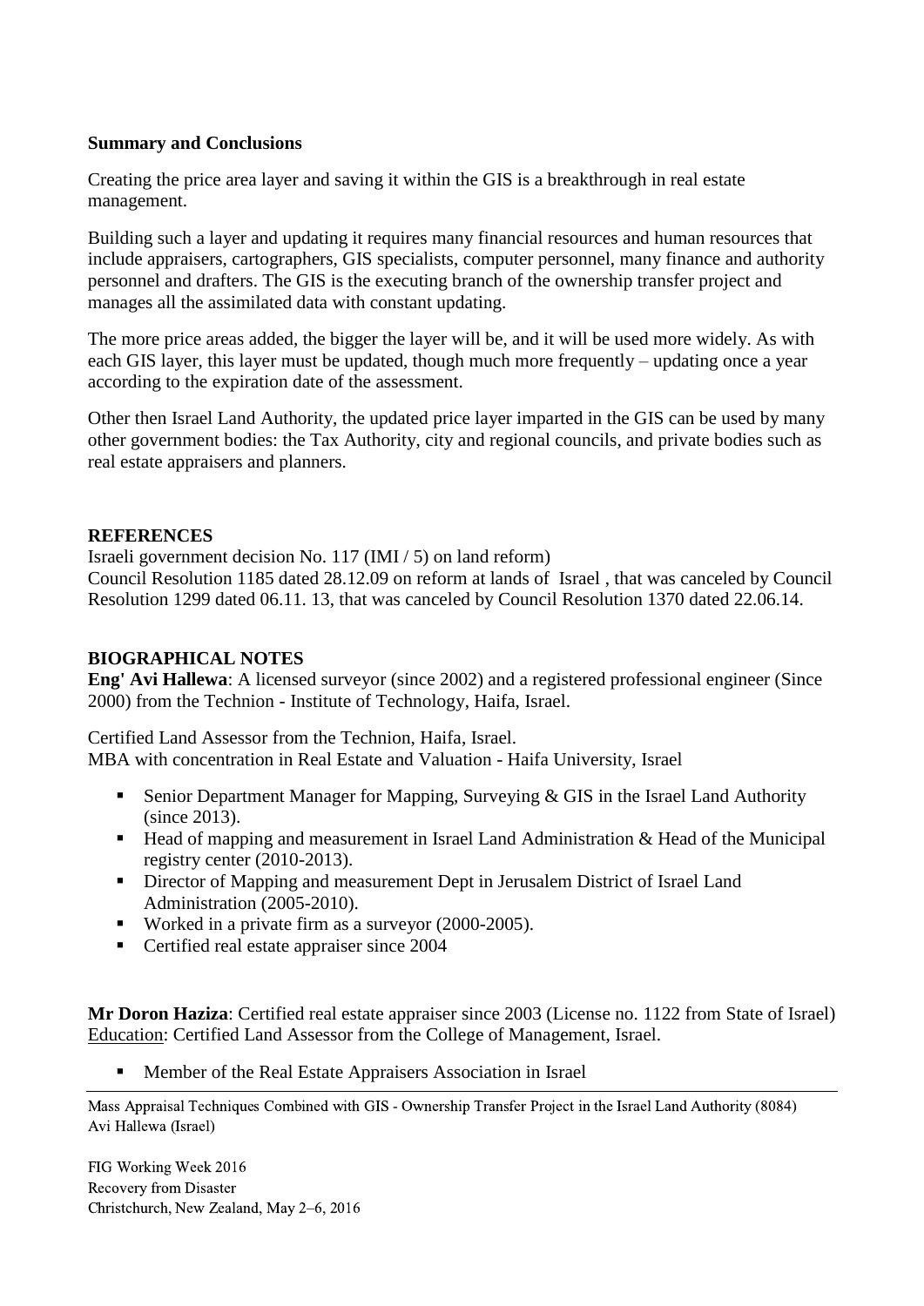**Summary and Conclusions**

Creating the price area layer and saving it within the GIS is a breakthrough in real estate management.

Building such a layer and updating it requires many financial resources and human resources that include appraisers, cartographers, GIS specialists, computer personnel, many finance and authority personnel and drafters. The GIS is the executing branch of the ownership transfer project and manages all the assimilated data with constant updating.

The more price areas added, the bigger the layer will be, and it will be used more widely. As with each GIS layer, this layer must be updated, though much more frequently – updating once a year according to the expiration date of the assessment.

Other then Israel Land Authority, the updated price layer imparted in the GIS can be used by many other government bodies: the Tax Authority, city and regional councils, and private bodies such as real estate appraisers and planners.

## REFERENCES

Israeli government decision No. 117 (IMI / 5) on land reform)
Council Resolution 1185 dated 28.12.09 on reform at lands of Israel , that was canceled by Council Resolution 1299 dated 06.11. 13, that was canceled by Council Resolution 1370 dated 22.06.14.

## BIOGRAPHICAL NOTES

**Eng' Avi Hallewa**: A licensed surveyor (since 2002) and a registered professional engineer (Since 2000) from the Technion - Institute of Technology, Haifa, Israel.

Certified Land Assessor from the Technion, Haifa, Israel.
MBA with concentration in Real Estate and Valuation - Haifa University, Israel

- Senior Department Manager for Mapping, Surveying & GIS in the Israel Land Authority (since 2013).
- Head of mapping and measurement in Israel Land Administration & Head of the Municipal registry center (2010-2013).
- Director of Mapping and measurement Dept in Jerusalem District of Israel Land Administration (2005-2010).
- Worked in a private firm as a surveyor (2000-2005).
- Certified real estate appraiser since 2004

**Mr Doron Haziza**: Certified real estate appraiser since 2003 (License no. 1122 from State of Israel)
Education: Certified Land Assessor from the College of Management, Israel.

- Member of the Real Estate Appraisers Association in Israel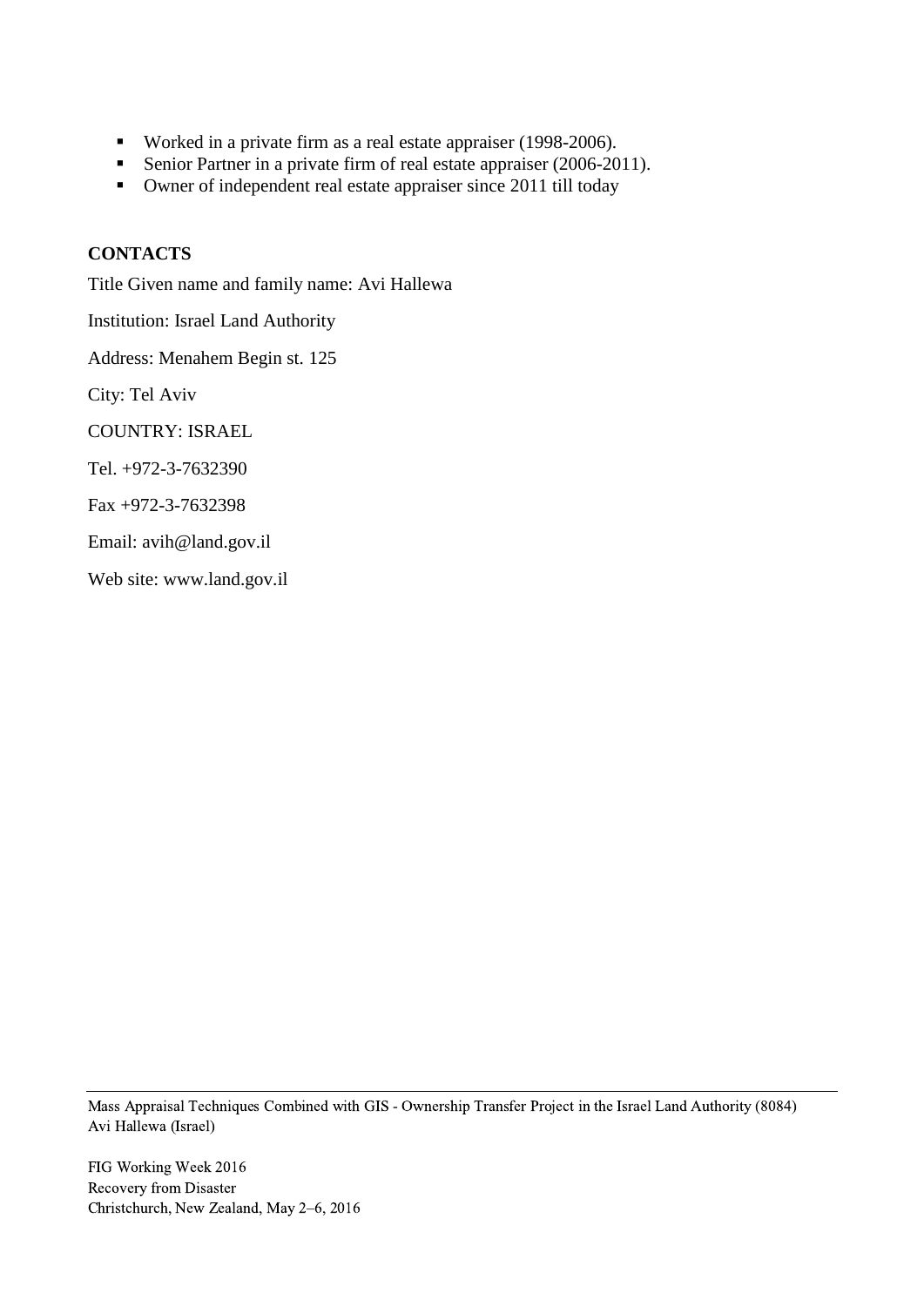- Worked in a private firm as a real estate appraiser (1998-2006).
- Senior Partner in a private firm of real estate appraiser (2006-2011).
- Owner of independent real estate appraiser since 2011 till today

**CONTACTS**

Title Given name and family name: Avi Hallewa

Institution: Israel Land Authority

Address: Menahem Begin st. 125

City: Tel Aviv

COUNTRY: ISRAEL

Tel. +972-3-7632390

Fax +972-3-7632398

Email: avih@land.gov.il

Web site: www.land.gov.il